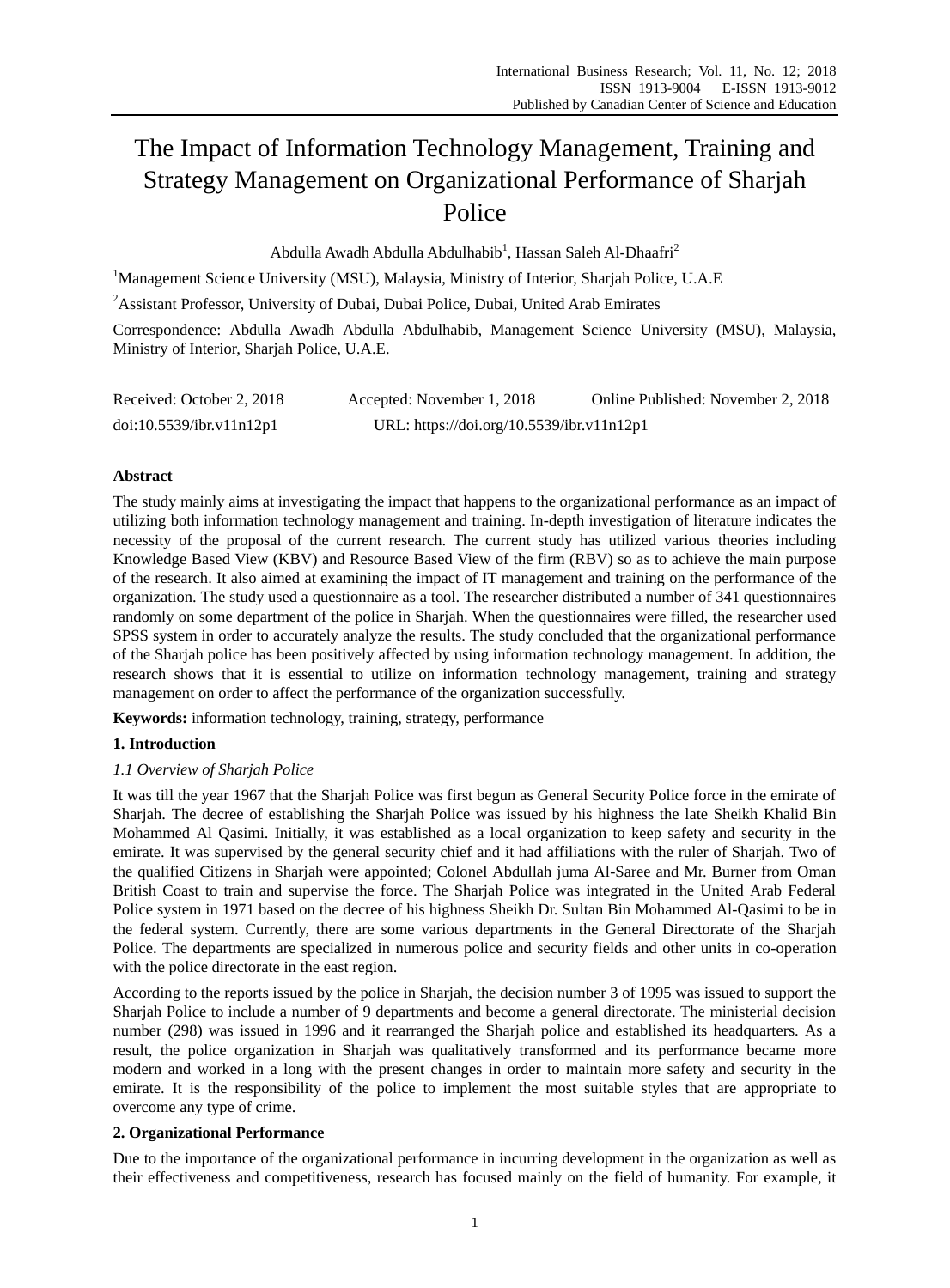# The Impact of Information Technology Management, Training and Strategy Management on Organizational Performance of Sharjah Police

Abdulla Awadh Abdulla Abdulhabib[1], Hassan Saleh Al-Dhaafri[2]

[1]Management Science University (MSU), Malaysia, Ministry of Interior, Sharjah Police, U.A.E

[2]Assistant Professor, University of Dubai, Dubai Police, Dubai, United Arab Emirates

Correspondence: Abdulla Awadh Abdulla Abdulhabib, Management Science University (MSU), Malaysia, Ministry of Interior, Sharjah Police, U.A.E.

Received: October 2, 2018 Accepted: November 1, 2018 Online Published: November 2, 2018

doi:10.5539/ibr.v11n12p1 URL: https://doi.org/10.5539/ibr.v11n12p1

## Abstract

The study mainly aims at investigating the impact that happens to the organizational performance as an impact of utilizing both information technology management and training. In-depth investigation of literature indicates the necessity of the proposal of the current research. The current study has utilized various theories including Knowledge Based View (KBV) and Resource Based View of the firm (RBV) so as to achieve the main purpose of the research. It also aimed at examining the impact of IT management and training on the performance of the organization. The study used a questionnaire as a tool. The researcher distributed a number of 341 questionnaires randomly on some department of the police in Sharjah. When the questionnaires were filled, the researcher used SPSS system in order to accurately analyze the results. The study concluded that the organizational performance of the Sharjah police has been positively affected by using information technology management. In addition, the research shows that it is essential to utilize on information technology management, training and strategy management on order to affect the performance of the organization successfully.

**Keywords:** information technology, training, strategy, performance

## 1. Introduction

### *1.1 Overview of Sharjah Police*

It was till the year 1967 that the Sharjah Police was first begun as General Security Police force in the emirate of Sharjah. The decree of establishing the Sharjah Police was issued by his highness the late Sheikh Khalid Bin Mohammed Al Qasimi. Initially, it was established as a local organization to keep safety and security in the emirate. It was supervised by the general security chief and it had affiliations with the ruler of Sharjah. Two of the qualified Citizens in Sharjah were appointed; Colonel Abdullah juma Al-Saree and Mr. Burner from Oman British Coast to train and supervise the force. The Sharjah Police was integrated in the United Arab Federal Police system in 1971 based on the decree of his highness Sheikh Dr. Sultan Bin Mohammed Al-Qasimi to be in the federal system. Currently, there are some various departments in the General Directorate of the Sharjah Police. The departments are specialized in numerous police and security fields and other units in co-operation with the police directorate in the east region.

According to the reports issued by the police in Sharjah, the decision number 3 of 1995 was issued to support the Sharjah Police to include a number of 9 departments and become a general directorate. The ministerial decision number (298) was issued in 1996 and it rearranged the Sharjah police and established its headquarters. As a result, the police organization in Sharjah was qualitatively transformed and its performance became more modern and worked in a long with the present changes in order to maintain more safety and security in the emirate. It is the responsibility of the police to implement the most suitable styles that are appropriate to overcome any type of crime.

## 2. Organizational Performance

Due to the importance of the organizational performance in incurring development in the organization as well as their effectiveness and competitiveness, research has focused mainly on the field of humanity. For example, it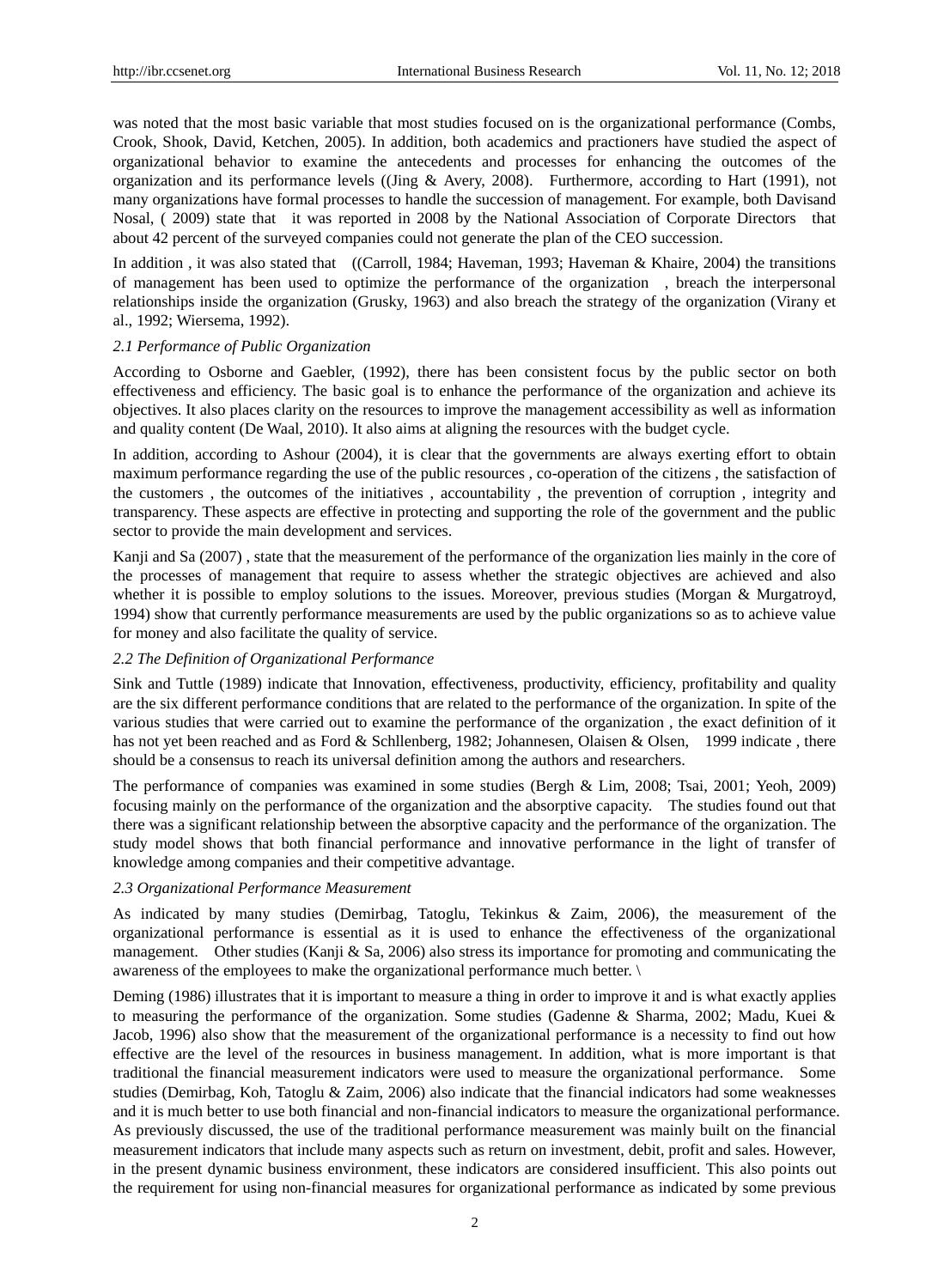was noted that the most basic variable that most studies focused on is the organizational performance (Combs, Crook, Shook, David, Ketchen, 2005). In addition, both academics and practioners have studied the aspect of organizational behavior to examine the antecedents and processes for enhancing the outcomes of the organization and its performance levels ((Jing & Avery, 2008). Furthermore, according to Hart (1991), not many organizations have formal processes to handle the succession of management. For example, both Davisand Nosal, ( 2009) state that it was reported in 2008 by the National Association of Corporate Directors that about 42 percent of the surveyed companies could not generate the plan of the CEO succession.

In addition , it was also stated that ((Carroll, 1984; Haveman, 1993; Haveman & Khaire, 2004) the transitions of management has been used to optimize the performance of the organization , breach the interpersonal relationships inside the organization (Grusky, 1963) and also breach the strategy of the organization (Virany et al., 1992; Wiersema, 1992).

### *2.1 Performance of Public Organization*

According to Osborne and Gaebler, (1992), there has been consistent focus by the public sector on both effectiveness and efficiency. The basic goal is to enhance the performance of the organization and achieve its objectives. It also places clarity on the resources to improve the management accessibility as well as information and quality content (De Waal, 2010). It also aims at aligning the resources with the budget cycle.

In addition, according to Ashour (2004), it is clear that the governments are always exerting effort to obtain maximum performance regarding the use of the public resources , co-operation of the citizens , the satisfaction of the customers , the outcomes of the initiatives , accountability , the prevention of corruption , integrity and transparency. These aspects are effective in protecting and supporting the role of the government and the public sector to provide the main development and services.

Kanji and Sa (2007) , state that the measurement of the performance of the organization lies mainly in the core of the processes of management that require to assess whether the strategic objectives are achieved and also whether it is possible to employ solutions to the issues. Moreover, previous studies (Morgan & Murgatroyd, 1994) show that currently performance measurements are used by the public organizations so as to achieve value for money and also facilitate the quality of service.

### *2.2 The Definition of Organizational Performance*

Sink and Tuttle (1989) indicate that Innovation, effectiveness, productivity, efficiency, profitability and quality are the six different performance conditions that are related to the performance of the organization. In spite of the various studies that were carried out to examine the performance of the organization , the exact definition of it has not yet been reached and as Ford & Schllenberg, 1982; Johannesen, Olaisen & Olsen, 1999 indicate , there should be a consensus to reach its universal definition among the authors and researchers.

The performance of companies was examined in some studies (Bergh & Lim, 2008; Tsai, 2001; Yeoh, 2009) focusing mainly on the performance of the organization and the absorptive capacity. The studies found out that there was a significant relationship between the absorptive capacity and the performance of the organization. The study model shows that both financial performance and innovative performance in the light of transfer of knowledge among companies and their competitive advantage.

### *2.3 Organizational Performance Measurement*

As indicated by many studies (Demirbag, Tatoglu, Tekinkus & Zaim, 2006), the measurement of the organizational performance is essential as it is used to enhance the effectiveness of the organizational management. Other studies (Kanji & Sa, 2006) also stress its importance for promoting and communicating the awareness of the employees to make the organizational performance much better. \

Deming (1986) illustrates that it is important to measure a thing in order to improve it and is what exactly applies to measuring the performance of the organization. Some studies (Gadenne & Sharma, 2002; Madu, Kuei & Jacob, 1996) also show that the measurement of the organizational performance is a necessity to find out how effective are the level of the resources in business management. In addition, what is more important is that traditional the financial measurement indicators were used to measure the organizational performance. Some studies (Demirbag, Koh, Tatoglu & Zaim, 2006) also indicate that the financial indicators had some weaknesses and it is much better to use both financial and non-financial indicators to measure the organizational performance. As previously discussed, the use of the traditional performance measurement was mainly built on the financial measurement indicators that include many aspects such as return on investment, debit, profit and sales. However, in the present dynamic business environment, these indicators are considered insufficient. This also points out the requirement for using non-financial measures for organizational performance as indicated by some previous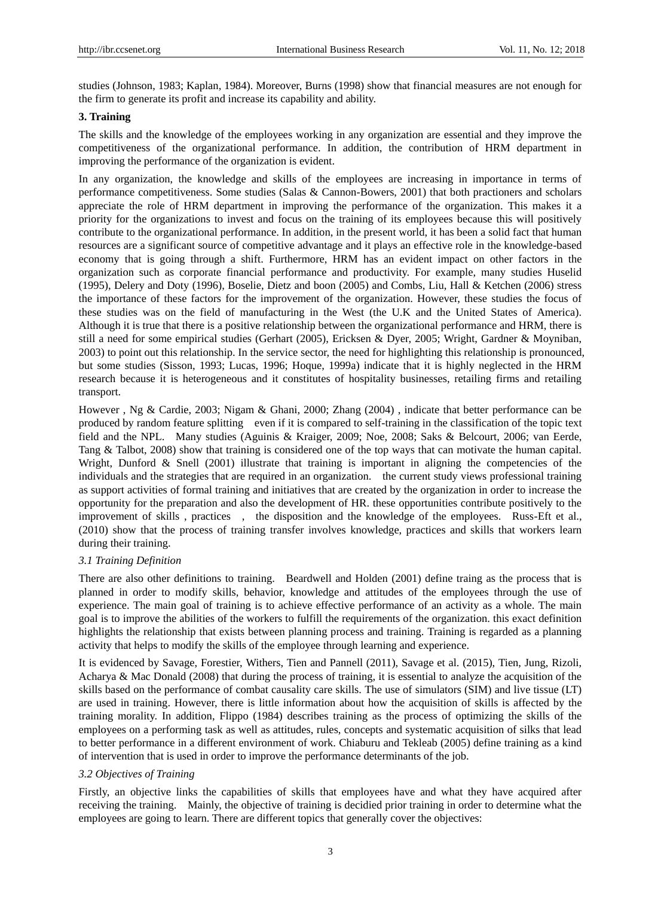studies (Johnson, 1983; Kaplan, 1984). Moreover, Burns (1998) show that financial measures are not enough for the firm to generate its profit and increase its capability and ability.

## 3. Training

The skills and the knowledge of the employees working in any organization are essential and they improve the competitiveness of the organizational performance. In addition, the contribution of HRM department in improving the performance of the organization is evident.

In any organization, the knowledge and skills of the employees are increasing in importance in terms of performance competitiveness. Some studies (Salas & Cannon-Bowers, 2001) that both practioners and scholars appreciate the role of HRM department in improving the performance of the organization. This makes it a priority for the organizations to invest and focus on the training of its employees because this will positively contribute to the organizational performance. In addition, in the present world, it has been a solid fact that human resources are a significant source of competitive advantage and it plays an effective role in the knowledge-based economy that is going through a shift. Furthermore, HRM has an evident impact on other factors in the organization such as corporate financial performance and productivity. For example, many studies Huselid (1995), Delery and Doty (1996), Boselie, Dietz and boon (2005) and Combs, Liu, Hall & Ketchen (2006) stress the importance of these factors for the improvement of the organization. However, these studies the focus of these studies was on the field of manufacturing in the West (the U.K and the United States of America). Although it is true that there is a positive relationship between the organizational performance and HRM, there is still a need for some empirical studies (Gerhart (2005), Ericksen & Dyer, 2005; Wright, Gardner & Moyniban, 2003) to point out this relationship. In the service sector, the need for highlighting this relationship is pronounced, but some studies (Sisson, 1993; Lucas, 1996; Hoque, 1999a) indicate that it is highly neglected in the HRM research because it is heterogeneous and it constitutes of hospitality businesses, retailing firms and retailing transport.

However , Ng & Cardie, 2003; Nigam & Ghani, 2000; Zhang (2004) , indicate that better performance can be produced by random feature splitting even if it is compared to self-training in the classification of the topic text field and the NPL. Many studies (Aguinis & Kraiger, 2009; Noe, 2008; Saks & Belcourt, 2006; van Eerde, Tang & Talbot, 2008) show that training is considered one of the top ways that can motivate the human capital. Wright, Dunford & Snell (2001) illustrate that training is important in aligning the competencies of the individuals and the strategies that are required in an organization. the current study views professional training as support activities of formal training and initiatives that are created by the organization in order to increase the opportunity for the preparation and also the development of HR. these opportunities contribute positively to the improvement of skills , practices , the disposition and the knowledge of the employees. Russ-Eft et al., (2010) show that the process of training transfer involves knowledge, practices and skills that workers learn during their training.

### *3.1 Training Definition*

There are also other definitions to training. Beardwell and Holden (2001) define traing as the process that is planned in order to modify skills, behavior, knowledge and attitudes of the employees through the use of experience. The main goal of training is to achieve effective performance of an activity as a whole. The main goal is to improve the abilities of the workers to fulfill the requirements of the organization. this exact definition highlights the relationship that exists between planning process and training. Training is regarded as a planning activity that helps to modify the skills of the employee through learning and experience.

It is evidenced by Savage, Forestier, Withers, Tien and Pannell (2011), Savage et al. (2015), Tien, Jung, Rizoli, Acharya & Mac Donald (2008) that during the process of training, it is essential to analyze the acquisition of the skills based on the performance of combat causality care skills. The use of simulators (SIM) and live tissue (LT) are used in training. However, there is little information about how the acquisition of skills is affected by the training morality. In addition, Flippo (1984) describes training as the process of optimizing the skills of the employees on a performing task as well as attitudes, rules, concepts and systematic acquisition of silks that lead to better performance in a different environment of work. Chiaburu and Tekleab (2005) define training as a kind of intervention that is used in order to improve the performance determinants of the job.

### *3.2 Objectives of Training*

Firstly, an objective links the capabilities of skills that employees have and what they have acquired after receiving the training. Mainly, the objective of training is decidied prior training in order to determine what the employees are going to learn. There are different topics that generally cover the objectives: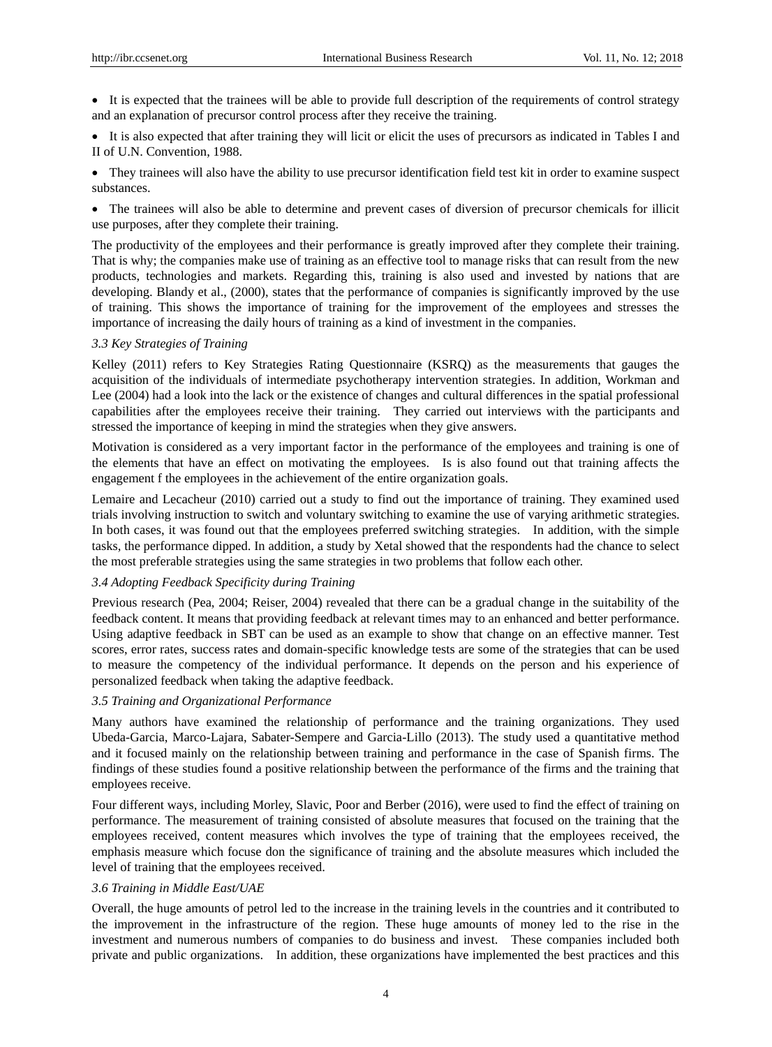- It is expected that the trainees will be able to provide full description of the requirements of control strategy and an explanation of precursor control process after they receive the training.
- It is also expected that after training they will licit or elicit the uses of precursors as indicated in Tables I and II of U.N. Convention, 1988.
- They trainees will also have the ability to use precursor identification field test kit in order to examine suspect substances.
- The trainees will also be able to determine and prevent cases of diversion of precursor chemicals for illicit use purposes, after they complete their training.

The productivity of the employees and their performance is greatly improved after they complete their training. That is why; the companies make use of training as an effective tool to manage risks that can result from the new products, technologies and markets. Regarding this, training is also used and invested by nations that are developing. Blandy et al., (2000), states that the performance of companies is significantly improved by the use of training. This shows the importance of training for the improvement of the employees and stresses the importance of increasing the daily hours of training as a kind of investment in the companies.

### *3.3 Key Strategies of Training*

Kelley (2011) refers to Key Strategies Rating Questionnaire (KSRQ) as the measurements that gauges the acquisition of the individuals of intermediate psychotherapy intervention strategies. In addition, Workman and Lee (2004) had a look into the lack or the existence of changes and cultural differences in the spatial professional capabilities after the employees receive their training. They carried out interviews with the participants and stressed the importance of keeping in mind the strategies when they give answers.

Motivation is considered as a very important factor in the performance of the employees and training is one of the elements that have an effect on motivating the employees. Is is also found out that training affects the engagement f the employees in the achievement of the entire organization goals.

Lemaire and Lecacheur (2010) carried out a study to find out the importance of training. They examined used trials involving instruction to switch and voluntary switching to examine the use of varying arithmetic strategies. In both cases, it was found out that the employees preferred switching strategies. In addition, with the simple tasks, the performance dipped. In addition, a study by Xetal showed that the respondents had the chance to select the most preferable strategies using the same strategies in two problems that follow each other.

### *3.4 Adopting Feedback Specificity during Training*

Previous research (Pea, 2004; Reiser, 2004) revealed that there can be a gradual change in the suitability of the feedback content. It means that providing feedback at relevant times may to an enhanced and better performance. Using adaptive feedback in SBT can be used as an example to show that change on an effective manner. Test scores, error rates, success rates and domain-specific knowledge tests are some of the strategies that can be used to measure the competency of the individual performance. It depends on the person and his experience of personalized feedback when taking the adaptive feedback.

### *3.5 Training and Organizational Performance*

Many authors have examined the relationship of performance and the training organizations. They used Ubeda-Garcia, Marco-Lajara, Sabater-Sempere and Garcia-Lillo (2013). The study used a quantitative method and it focused mainly on the relationship between training and performance in the case of Spanish firms. The findings of these studies found a positive relationship between the performance of the firms and the training that employees receive.

Four different ways, including Morley, Slavic, Poor and Berber (2016), were used to find the effect of training on performance. The measurement of training consisted of absolute measures that focused on the training that the employees received, content measures which involves the type of training that the employees received, the emphasis measure which focuse don the significance of training and the absolute measures which included the level of training that the employees received.

### *3.6 Training in Middle East/UAE*

Overall, the huge amounts of petrol led to the increase in the training levels in the countries and it contributed to the improvement in the infrastructure of the region. These huge amounts of money led to the rise in the investment and numerous numbers of companies to do business and invest. These companies included both private and public organizations. In addition, these organizations have implemented the best practices and this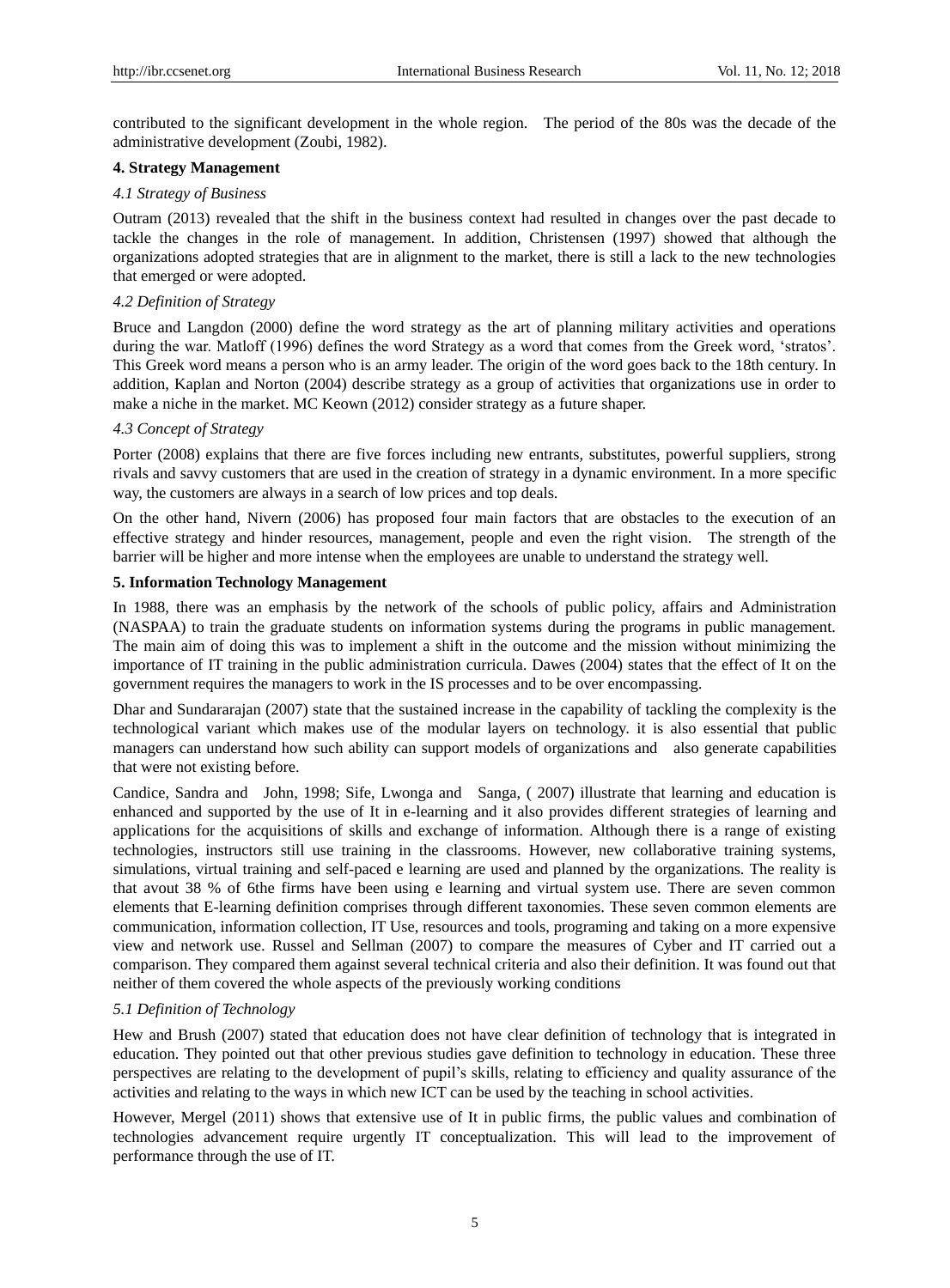contributed to the significant development in the whole region. The period of the 80s was the decade of the administrative development (Zoubi, 1982).

## 4. Strategy Management

### *4.1 Strategy of Business*

Outram (2013) revealed that the shift in the business context had resulted in changes over the past decade to tackle the changes in the role of management. In addition, Christensen (1997) showed that although the organizations adopted strategies that are in alignment to the market, there is still a lack to the new technologies that emerged or were adopted.

### *4.2 Definition of Strategy*

Bruce and Langdon (2000) define the word strategy as the art of planning military activities and operations during the war. Matloff (1996) defines the word Strategy as a word that comes from the Greek word, 'stratos'. This Greek word means a person who is an army leader. The origin of the word goes back to the 18th century. In addition, Kaplan and Norton (2004) describe strategy as a group of activities that organizations use in order to make a niche in the market. MC Keown (2012) consider strategy as a future shaper.

### *4.3 Concept of Strategy*

Porter (2008) explains that there are five forces including new entrants, substitutes, powerful suppliers, strong rivals and savvy customers that are used in the creation of strategy in a dynamic environment. In a more specific way, the customers are always in a search of low prices and top deals.

On the other hand, Nivern (2006) has proposed four main factors that are obstacles to the execution of an effective strategy and hinder resources, management, people and even the right vision. The strength of the barrier will be higher and more intense when the employees are unable to understand the strategy well.

## 5. Information Technology Management

In 1988, there was an emphasis by the network of the schools of public policy, affairs and Administration (NASPAA) to train the graduate students on information systems during the programs in public management. The main aim of doing this was to implement a shift in the outcome and the mission without minimizing the importance of IT training in the public administration curricula. Dawes (2004) states that the effect of It on the government requires the managers to work in the IS processes and to be over encompassing.

Dhar and Sundararajan (2007) state that the sustained increase in the capability of tackling the complexity is the technological variant which makes use of the modular layers on technology. it is also essential that public managers can understand how such ability can support models of organizations and also generate capabilities that were not existing before.

Candice, Sandra and John, 1998; Sife, Lwonga and Sanga, ( 2007) illustrate that learning and education is enhanced and supported by the use of It in e-learning and it also provides different strategies of learning and applications for the acquisitions of skills and exchange of information. Although there is a range of existing technologies, instructors still use training in the classrooms. However, new collaborative training systems, simulations, virtual training and self-paced e learning are used and planned by the organizations. The reality is that avout 38 % of 6the firms have been using e learning and virtual system use. There are seven common elements that E-learning definition comprises through different taxonomies. These seven common elements are communication, information collection, IT Use, resources and tools, programing and taking on a more expensive view and network use. Russel and Sellman (2007) to compare the measures of Cyber and IT carried out a comparison. They compared them against several technical criteria and also their definition. It was found out that neither of them covered the whole aspects of the previously working conditions

### *5.1 Definition of Technology*

Hew and Brush (2007) stated that education does not have clear definition of technology that is integrated in education. They pointed out that other previous studies gave definition to technology in education. These three perspectives are relating to the development of pupil's skills, relating to efficiency and quality assurance of the activities and relating to the ways in which new ICT can be used by the teaching in school activities.

However, Mergel (2011) shows that extensive use of It in public firms, the public values and combination of technologies advancement require urgently IT conceptualization. This will lead to the improvement of performance through the use of IT.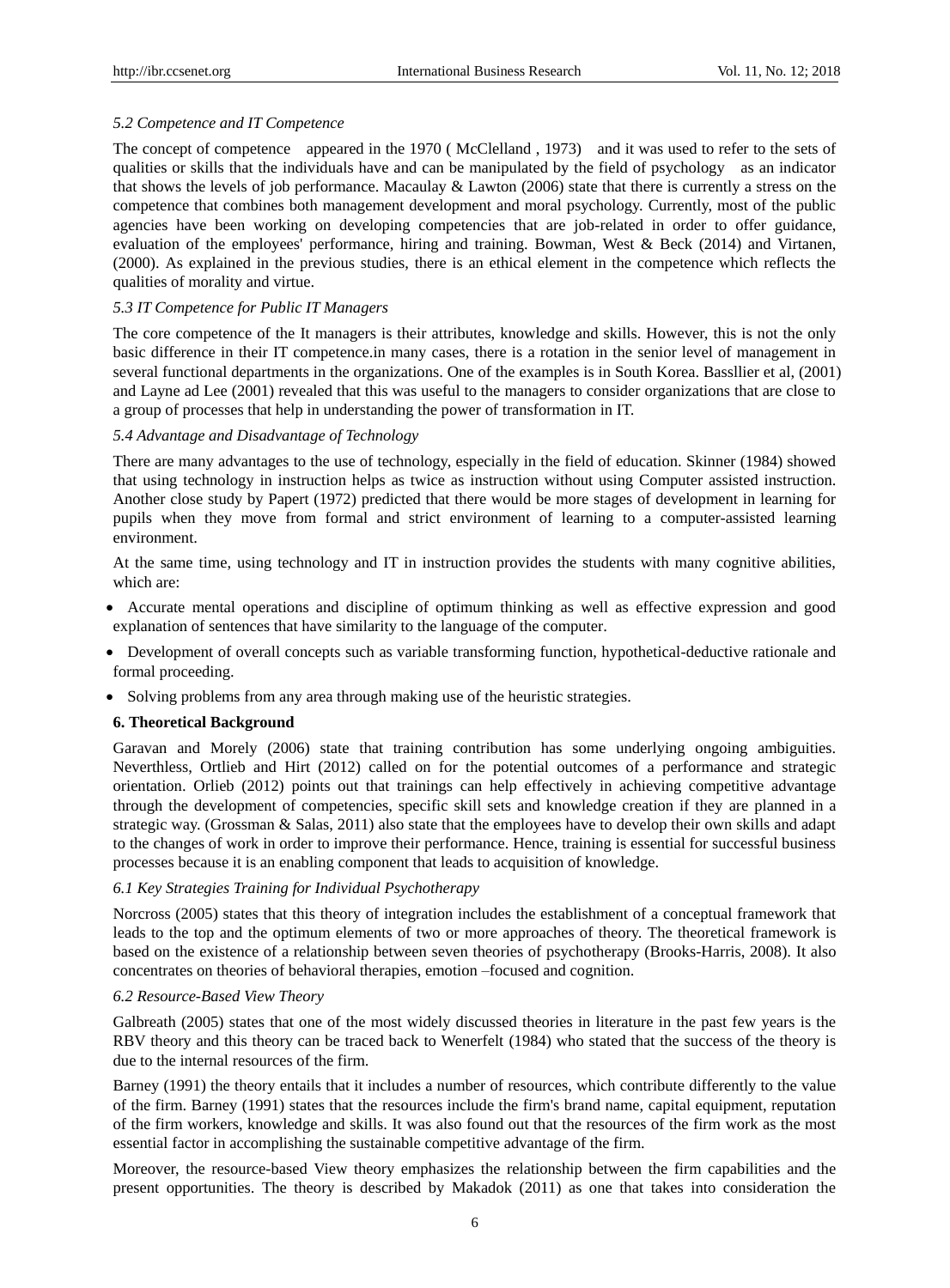*5.2 Competence and IT Competence*

The concept of competence appeared in the 1970 ( McClelland , 1973) and it was used to refer to the sets of qualities or skills that the individuals have and can be manipulated by the field of psychology as an indicator that shows the levels of job performance. Macaulay & Lawton (2006) state that there is currently a stress on the competence that combines both management development and moral psychology. Currently, most of the public agencies have been working on developing competencies that are job-related in order to offer guidance, evaluation of the employees' performance, hiring and training. Bowman, West & Beck (2014) and Virtanen, (2000). As explained in the previous studies, there is an ethical element in the competence which reflects the qualities of morality and virtue.

*5.3 IT Competence for Public IT Managers*

The core competence of the It managers is their attributes, knowledge and skills. However, this is not the only basic difference in their IT competence.in many cases, there is a rotation in the senior level of management in several functional departments in the organizations. One of the examples is in South Korea. Bassllier et al, (2001) and Layne ad Lee (2001) revealed that this was useful to the managers to consider organizations that are close to a group of processes that help in understanding the power of transformation in IT.

*5.4 Advantage and Disadvantage of Technology*

There are many advantages to the use of technology, especially in the field of education. Skinner (1984) showed that using technology in instruction helps as twice as instruction without using Computer assisted instruction. Another close study by Papert (1972) predicted that there would be more stages of development in learning for pupils when they move from formal and strict environment of learning to a computer-assisted learning environment.

At the same time, using technology and IT in instruction provides the students with many cognitive abilities, which are:

- Accurate mental operations and discipline of optimum thinking as well as effective expression and good explanation of sentences that have similarity to the language of the computer.
- Development of overall concepts such as variable transforming function, hypothetical-deductive rationale and formal proceeding.
- Solving problems from any area through making use of the heuristic strategies.

**6. Theoretical Background**

Garavan and Morely (2006) state that training contribution has some underlying ongoing ambiguities. Neverthless, Ortlieb and Hirt (2012) called on for the potential outcomes of a performance and strategic orientation. Orlieb (2012) points out that trainings can help effectively in achieving competitive advantage through the development of competencies, specific skill sets and knowledge creation if they are planned in a strategic way. (Grossman & Salas, 2011) also state that the employees have to develop their own skills and adapt to the changes of work in order to improve their performance. Hence, training is essential for successful business processes because it is an enabling component that leads to acquisition of knowledge.

*6.1 Key Strategies Training for Individual Psychotherapy*

Norcross (2005) states that this theory of integration includes the establishment of a conceptual framework that leads to the top and the optimum elements of two or more approaches of theory. The theoretical framework is based on the existence of a relationship between seven theories of psychotherapy (Brooks-Harris, 2008). It also concentrates on theories of behavioral therapies, emotion –focused and cognition.

*6.2 Resource-Based View Theory*

Galbreath (2005) states that one of the most widely discussed theories in literature in the past few years is the RBV theory and this theory can be traced back to Wenerfelt (1984) who stated that the success of the theory is due to the internal resources of the firm.

Barney (1991) the theory entails that it includes a number of resources, which contribute differently to the value of the firm. Barney (1991) states that the resources include the firm's brand name, capital equipment, reputation of the firm workers, knowledge and skills. It was also found out that the resources of the firm work as the most essential factor in accomplishing the sustainable competitive advantage of the firm.

Moreover, the resource-based View theory emphasizes the relationship between the firm capabilities and the present opportunities. The theory is described by Makadok (2011) as one that takes into consideration the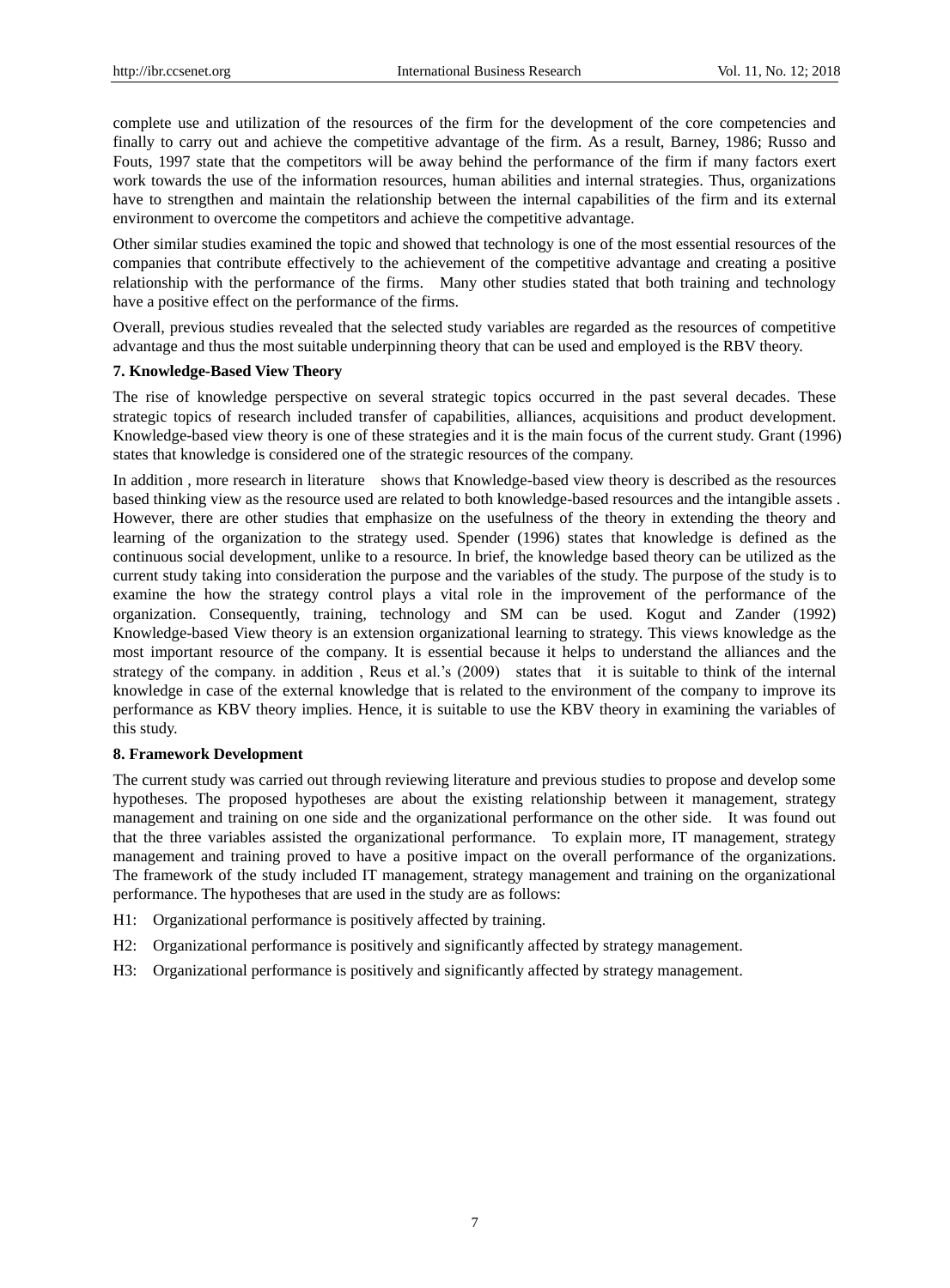complete use and utilization of the resources of the firm for the development of the core competencies and finally to carry out and achieve the competitive advantage of the firm. As a result, Barney, 1986; Russo and Fouts, 1997 state that the competitors will be away behind the performance of the firm if many factors exert work towards the use of the information resources, human abilities and internal strategies. Thus, organizations have to strengthen and maintain the relationship between the internal capabilities of the firm and its external environment to overcome the competitors and achieve the competitive advantage.

Other similar studies examined the topic and showed that technology is one of the most essential resources of the companies that contribute effectively to the achievement of the competitive advantage and creating a positive relationship with the performance of the firms. Many other studies stated that both training and technology have a positive effect on the performance of the firms.

Overall, previous studies revealed that the selected study variables are regarded as the resources of competitive advantage and thus the most suitable underpinning theory that can be used and employed is the RBV theory.

## 7. Knowledge-Based View Theory

The rise of knowledge perspective on several strategic topics occurred in the past several decades. These strategic topics of research included transfer of capabilities, alliances, acquisitions and product development. Knowledge-based view theory is one of these strategies and it is the main focus of the current study. Grant (1996) states that knowledge is considered one of the strategic resources of the company.

In addition , more research in literature shows that Knowledge-based view theory is described as the resources based thinking view as the resource used are related to both knowledge-based resources and the intangible assets . However, there are other studies that emphasize on the usefulness of the theory in extending the theory and learning of the organization to the strategy used. Spender (1996) states that knowledge is defined as the continuous social development, unlike to a resource. In brief, the knowledge based theory can be utilized as the current study taking into consideration the purpose and the variables of the study. The purpose of the study is to examine the how the strategy control plays a vital role in the improvement of the performance of the organization. Consequently, training, technology and SM can be used. Kogut and Zander (1992) Knowledge-based View theory is an extension organizational learning to strategy. This views knowledge as the most important resource of the company. It is essential because it helps to understand the alliances and the strategy of the company. in addition , Reus et al.'s (2009) states that it is suitable to think of the internal knowledge in case of the external knowledge that is related to the environment of the company to improve its performance as KBV theory implies. Hence, it is suitable to use the KBV theory in examining the variables of this study.

## 8. Framework Development

The current study was carried out through reviewing literature and previous studies to propose and develop some hypotheses. The proposed hypotheses are about the existing relationship between it management, strategy management and training on one side and the organizational performance on the other side. It was found out that the three variables assisted the organizational performance. To explain more, IT management, strategy management and training proved to have a positive impact on the overall performance of the organizations. The framework of the study included IT management, strategy management and training on the organizational performance. The hypotheses that are used in the study are as follows:

H1: Organizational performance is positively affected by training.

H2: Organizational performance is positively and significantly affected by strategy management.

H3: Organizational performance is positively and significantly affected by strategy management.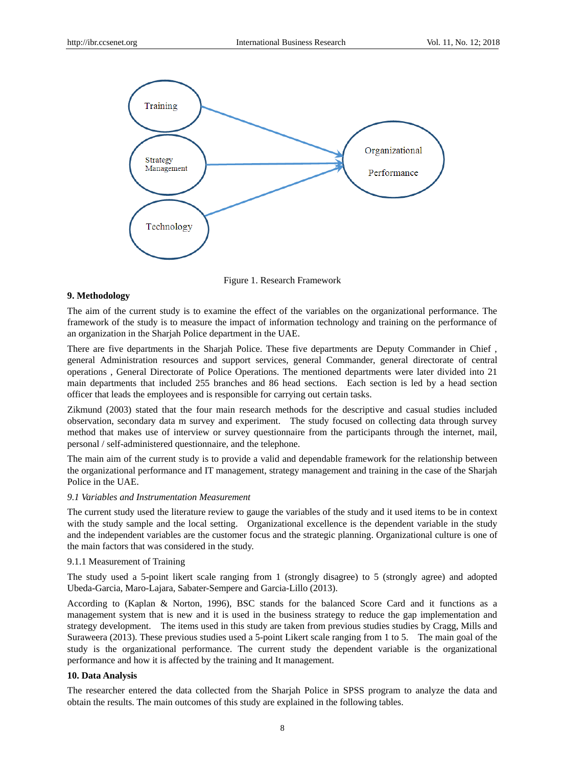Figure 1. Research Framework

## 9. Methodology

The aim of the current study is to examine the effect of the variables on the organizational performance. The framework of the study is to measure the impact of information technology and training on the performance of an organization in the Sharjah Police department in the UAE.

There are five departments in the Sharjah Police. These five departments are Deputy Commander in Chief , general Administration resources and support services, general Commander, general directorate of central operations , General Directorate of Police Operations. The mentioned departments were later divided into 21 main departments that included 255 branches and 86 head sections. Each section is led by a head section officer that leads the employees and is responsible for carrying out certain tasks.

Zikmund (2003) stated that the four main research methods for the descriptive and casual studies included observation, secondary data m survey and experiment. The study focused on collecting data through survey method that makes use of interview or survey questionnaire from the participants through the internet, mail, personal / self-administered questionnaire, and the telephone.

The main aim of the current study is to provide a valid and dependable framework for the relationship between the organizational performance and IT management, strategy management and training in the case of the Sharjah Police in the UAE.

### *9.1 Variables and Instrumentation Measurement*

The current study used the literature review to gauge the variables of the study and it used items to be in context with the study sample and the local setting. Organizational excellence is the dependent variable in the study and the independent variables are the customer focus and the strategic planning. Organizational culture is one of the main factors that was considered in the study.

#### 9.1.1 Measurement of Training

The study used a 5-point likert scale ranging from 1 (strongly disagree) to 5 (strongly agree) and adopted Ubeda-Garcia, Maro-Lajara, Sabater-Sempere and Garcia-Lillo (2013).

According to (Kaplan & Norton, 1996), BSC stands for the balanced Score Card and it functions as a management system that is new and it is used in the business strategy to reduce the gap implementation and strategy development. The items used in this study are taken from previous studies studies by Cragg, Mills and Suraweera (2013). These previous studies used a 5-point Likert scale ranging from 1 to 5. The main goal of the study is the organizational performance. The current study the dependent variable is the organizational performance and how it is affected by the training and It management.

## 10. Data Analysis

The researcher entered the data collected from the Sharjah Police in SPSS program to analyze the data and obtain the results. The main outcomes of this study are explained in the following tables.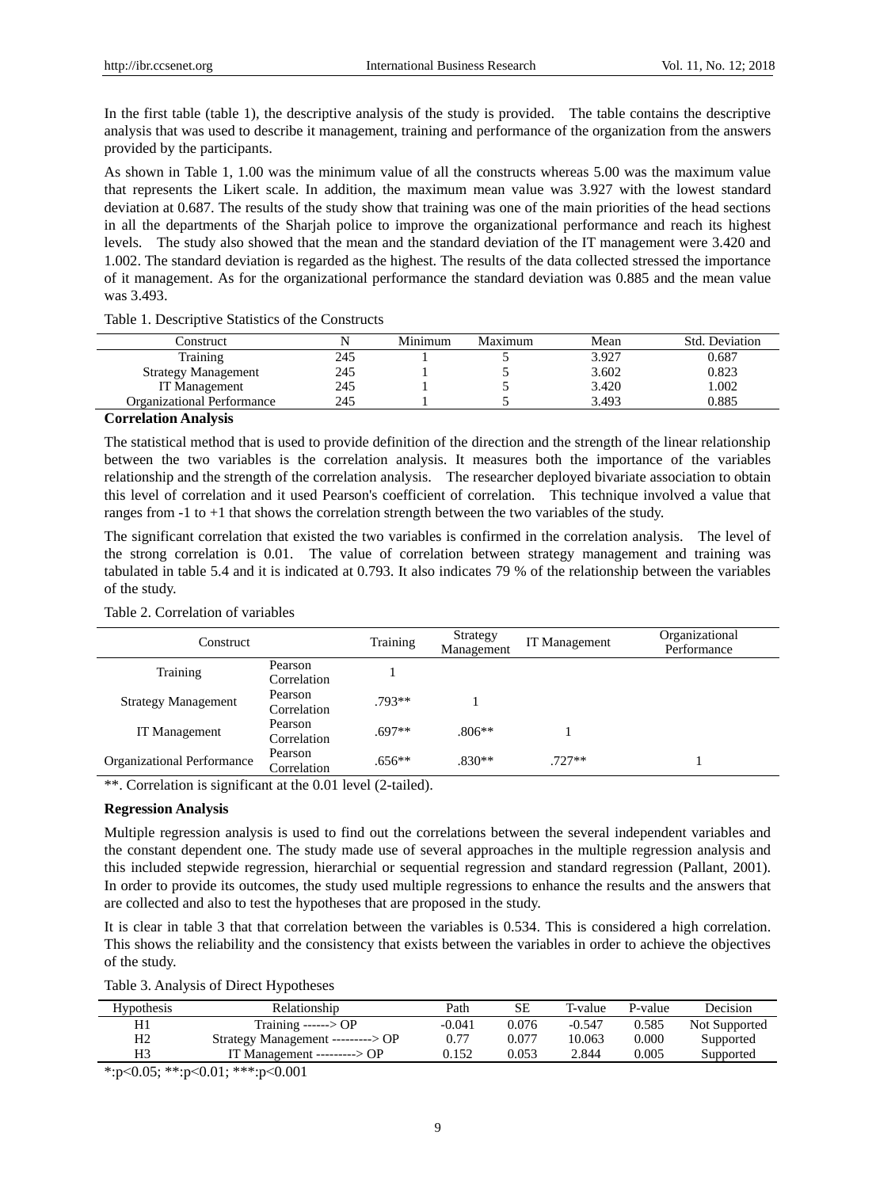In the first table (table 1), the descriptive analysis of the study is provided. The table contains the descriptive analysis that was used to describe it management, training and performance of the organization from the answers provided by the participants.

As shown in Table 1, 1.00 was the minimum value of all the constructs whereas 5.00 was the maximum value that represents the Likert scale. In addition, the maximum mean value was 3.927 with the lowest standard deviation at 0.687. The results of the study show that training was one of the main priorities of the head sections in all the departments of the Sharjah police to improve the organizational performance and reach its highest levels. The study also showed that the mean and the standard deviation of the IT management were 3.420 and 1.002. The standard deviation is regarded as the highest. The results of the data collected stressed the importance of it management. As for the organizational performance the standard deviation was 0.885 and the mean value was 3.493.

Table 1. Descriptive Statistics of the Constructs

| Construct | N | Minimum | Maximum | Mean | Std. Deviation |
|---|---|---|---|---|---|
| Training | 245 | 1 | 5 | 3.927 | 0.687 |
| Strategy Management | 245 | 1 | 5 | 3.602 | 0.823 |
| IT Management | 245 | 1 | 5 | 3.420 | 1.002 |
| Organizational Performance | 245 | 1 | 5 | 3.493 | 0.885 |

**Correlation Analysis**

The statistical method that is used to provide definition of the direction and the strength of the linear relationship between the two variables is the correlation analysis. It measures both the importance of the variables relationship and the strength of the correlation analysis. The researcher deployed bivariate association to obtain this level of correlation and it used Pearson's coefficient of correlation. This technique involved a value that ranges from -1 to +1 that shows the correlation strength between the two variables of the study.

The significant correlation that existed the two variables is confirmed in the correlation analysis. The level of the strong correlation is 0.01. The value of correlation between strategy management and training was tabulated in table 5.4 and it is indicated at 0.793. It also indicates 79 % of the relationship between the variables of the study.

Table 2. Correlation of variables

| Construct | | Training | Strategy Management | IT Management | Organizational Performance |
|---|---|---|---|---|---|
| Training | Pearson Correlation | 1 | | | |
| Strategy Management | Pearson Correlation | .793** | 1 | | |
| IT Management | Pearson Correlation | .697** | .806** | 1 | |
| Organizational Performance | Pearson Correlation | .656** | .830** | .727** | 1 |

**. Correlation is significant at the 0.01 level (2-tailed).

**Regression Analysis**

Multiple regression analysis is used to find out the correlations between the several independent variables and the constant dependent one. The study made use of several approaches in the multiple regression analysis and this included stepwide regression, hierarchial or sequential regression and standard regression (Pallant, 2001). In order to provide its outcomes, the study used multiple regressions to enhance the results and the answers that are collected and also to test the hypotheses that are proposed in the study.

It is clear in table 3 that that correlation between the variables is 0.534. This is considered a high correlation. This shows the reliability and the consistency that exists between the variables in order to achieve the objectives of the study.

Table 3. Analysis of Direct Hypotheses

| Hypothesis | Relationship | Path | SE | T-value | P-value | Decision |
|---|---|---|---|---|---|---|
| H1 | Training ------> OP | -0.041 | 0.076 | -0.547 | 0.585 | Not Supported |
| H2 | Strategy Management ---------> OP | 0.77 | 0.077 | 10.063 | 0.000 | Supported |
| H3 | IT Management ---------> OP | 0.152 | 0.053 | 2.844 | 0.005 | Supported |

*:p<0.05; **:p<0.01; ***:p<0.001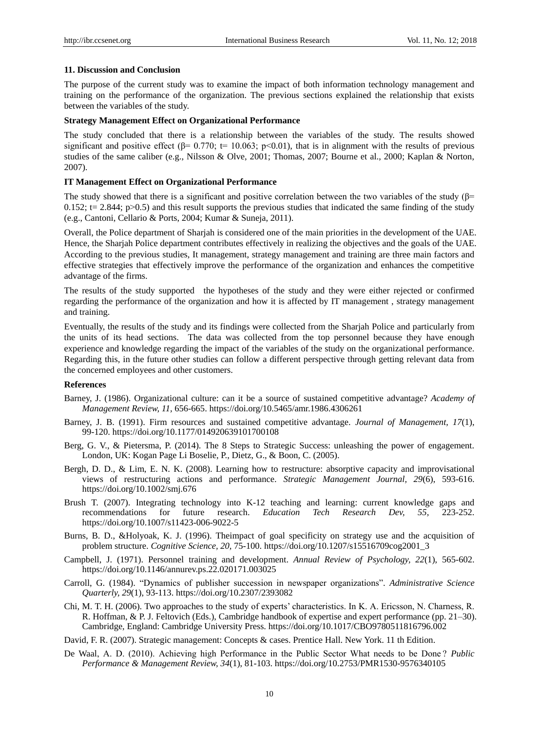### 11. Discussion and Conclusion

The purpose of the current study was to examine the impact of both information technology management and training on the performance of the organization. The previous sections explained the relationship that exists between the variables of the study.

**Strategy Management Effect on Organizational Performance**

The study concluded that there is a relationship between the variables of the study. The results showed significant and positive effect ($\beta$= 0.770; t= 10.063; $p<0.01$), that is in alignment with the results of previous studies of the same caliber (e.g., Nilsson & Olve, 2001; Thomas, 2007; Bourne et al., 2000; Kaplan & Norton, 2007).

**IT Management Effect on Organizational Performance**

The study showed that there is a significant and positive correlation between the two variables of the study ($\beta$= 0.152; t= 2.844; $p>0.5$) and this result supports the previous studies that indicated the same finding of the study (e.g., Cantoni, Cellario & Ports, 2004; Kumar & Suneja, 2011).

Overall, the Police department of Sharjah is considered one of the main priorities in the development of the UAE. Hence, the Sharjah Police department contributes effectively in realizing the objectives and the goals of the UAE. According to the previous studies, It management, strategy management and training are three main factors and effective strategies that effectively improve the performance of the organization and enhances the competitive advantage of the firms.

The results of the study supported the hypotheses of the study and they were either rejected or confirmed regarding the performance of the organization and how it is affected by IT management , strategy management and training.

Eventually, the results of the study and its findings were collected from the Sharjah Police and particularly from the units of its head sections. The data was collected from the top personnel because they have enough experience and knowledge regarding the impact of the variables of the study on the organizational performance. Regarding this, in the future other studies can follow a different perspective through getting relevant data from the concerned employees and other customers.

**References**

Barney, J. (1986). Organizational culture: can it be a source of sustained competitive advantage? *Academy of Management Review, 11,* 656-665. https://doi.org/10.5465/amr.1986.4306261

Barney, J. B. (1991). Firm resources and sustained competitive advantage. *Journal of Management, 17*(1), 99-120. https://doi.org/10.1177/014920639101700108

Berg, G. V., & Pietersma, P. (2014). The 8 Steps to Strategic Success: unleashing the power of engagement. London, UK: Kogan Page Li Boselie, P., Dietz, G., & Boon, C. (2005).

Bergh, D. D., & Lim, E. N. K. (2008). Learning how to restructure: absorptive capacity and improvisational views of restructuring actions and performance. *Strategic Management Journal, 29*(6), 593-616. https://doi.org/10.1002/smj.676

Brush T. (2007). Integrating technology into K-12 teaching and learning: current knowledge gaps and recommendations for future research. *Education Tech Research Dev, 55,* 223-252. https://doi.org/10.1007/s11423-006-9022-5

Burns, B. D., &Holyoak, K. J. (1996). Theimpact of goal specificity on strategy use and the acquisition of problem structure. *Cognitive Science, 20,* 75-100. https://doi.org/10.1207/s15516709cog2001_3

Campbell, J. (1971). Personnel training and development. *Annual Review of Psychology, 22*(1), 565-602. https://doi.org/10.1146/annurev.ps.22.020171.003025

Carroll, G. (1984). "Dynamics of publisher succession in newspaper organizations". *Administrative Science Quarterly, 29*(1), 93-113. https://doi.org/10.2307/2393082

Chi, M. T. H. (2006). Two approaches to the study of experts' characteristics. In K. A. Ericsson, N. Charness, R. R. Hoffman, & P. J. Feltovich (Eds.), Cambridge handbook of expertise and expert performance (pp. 21–30). Cambridge, England: Cambridge University Press. https://doi.org/10.1017/CBO9780511816796.002

David, F. R. (2007). Strategic management: Concepts & cases. Prentice Hall. New York. 11 th Edition.

De Waal, A. D. (2010). Achieving high Performance in the Public Sector What needs to be Done? *Public Performance & Management Review, 34*(1), 81-103. https://doi.org/10.2753/PMR1530-9576340105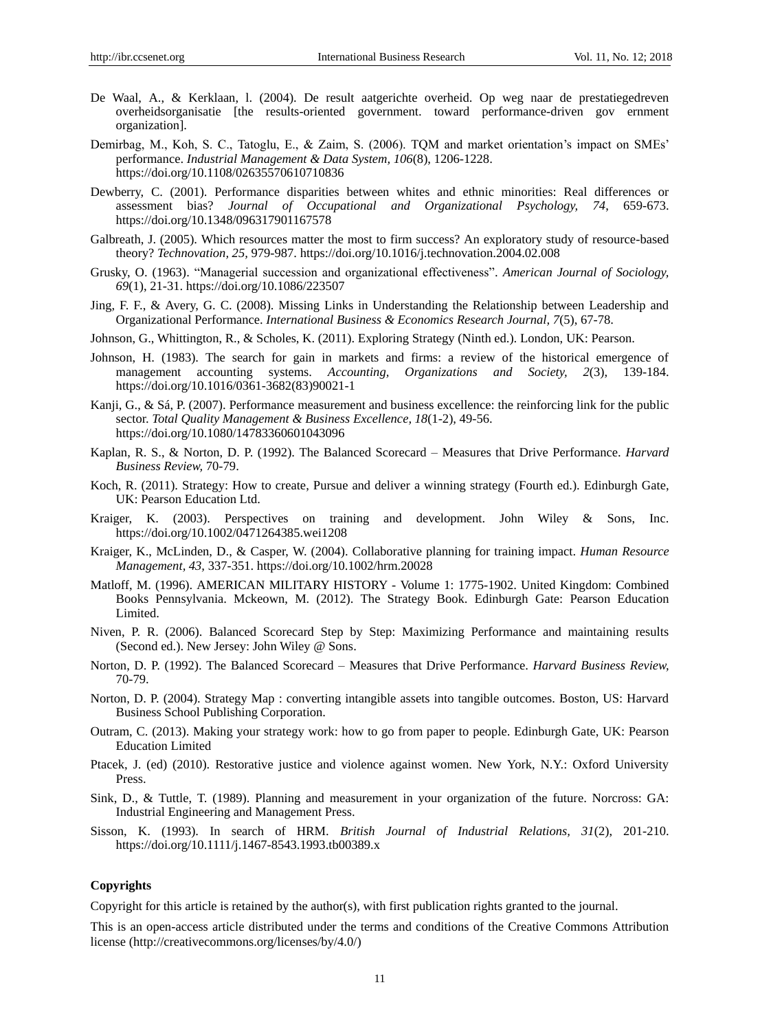De Waal, A., & Kerklaan, l. (2004). De result aatgerichte overheid. Op weg naar de prestatiegedreven overheidsorganisatie [the results-oriented government. toward performance-driven gov ernment organization].

Demirbag, M., Koh, S. C., Tatoglu, E., & Zaim, S. (2006). TQM and market orientation's impact on SMEs' performance. *Industrial Management & Data System, 106*(8), 1206-1228. https://doi.org/10.1108/02635570610710836

Dewberry, C. (2001). Performance disparities between whites and ethnic minorities: Real differences or assessment bias? *Journal of Occupational and Organizational Psychology, 74*, 659-673. https://doi.org/10.1348/096317901167578

Galbreath, J. (2005). Which resources matter the most to firm success? An exploratory study of resource-based theory? *Technovation, 25,* 979-987. https://doi.org/10.1016/j.technovation.2004.02.008

Grusky, O. (1963). "Managerial succession and organizational effectiveness". *American Journal of Sociology, 69*(1), 21-31. https://doi.org/10.1086/223507

Jing, F. F., & Avery, G. C. (2008). Missing Links in Understanding the Relationship between Leadership and Organizational Performance. *International Business & Economics Research Journal, 7*(5), 67-78.

Johnson, G., Whittington, R., & Scholes, K. (2011). Exploring Strategy (Ninth ed.). London, UK: Pearson.

Johnson, H. (1983). The search for gain in markets and firms: a review of the historical emergence of management accounting systems. *Accounting, Organizations and Society, 2*(3), 139-184. https://doi.org/10.1016/0361-3682(83)90021-1

Kanji, G., & Sá, P. (2007). Performance measurement and business excellence: the reinforcing link for the public sector. *Total Quality Management & Business Excellence, 18*(1-2), 49-56. https://doi.org/10.1080/14783360601043096

Kaplan, R. S., & Norton, D. P. (1992). The Balanced Scorecard – Measures that Drive Performance. *Harvard Business Review,* 70-79.

Koch, R. (2011). Strategy: How to create, Pursue and deliver a winning strategy (Fourth ed.). Edinburgh Gate, UK: Pearson Education Ltd.

Kraiger, K. (2003). Perspectives on training and development. John Wiley & Sons, Inc. https://doi.org/10.1002/0471264385.wei1208

Kraiger, K., McLinden, D., & Casper, W. (2004). Collaborative planning for training impact. *Human Resource Management, 43,* 337-351. https://doi.org/10.1002/hrm.20028

Matloff, M. (1996). AMERICAN MILITARY HISTORY - Volume 1: 1775-1902. United Kingdom: Combined Books Pennsylvania. Mckeown, M. (2012). The Strategy Book. Edinburgh Gate: Pearson Education Limited.

Niven, P. R. (2006). Balanced Scorecard Step by Step: Maximizing Performance and maintaining results (Second ed.). New Jersey: John Wiley @ Sons.

Norton, D. P. (1992). The Balanced Scorecard – Measures that Drive Performance. *Harvard Business Review,* 70-79.

Norton, D. P. (2004). Strategy Map : converting intangible assets into tangible outcomes. Boston, US: Harvard Business School Publishing Corporation.

Outram, C. (2013). Making your strategy work: how to go from paper to people. Edinburgh Gate, UK: Pearson Education Limited

Ptacek, J. (ed) (2010). Restorative justice and violence against women. New York, N.Y.: Oxford University Press.

Sink, D., & Tuttle, T. (1989). Planning and measurement in your organization of the future. Norcross: GA: Industrial Engineering and Management Press.

Sisson, K. (1993). In search of HRM. *British Journal of Industrial Relations, 31*(2), 201-210. https://doi.org/10.1111/j.1467-8543.1993.tb00389.x

**Copyrights**

Copyright for this article is retained by the author(s), with first publication rights granted to the journal.

This is an open-access article distributed under the terms and conditions of the Creative Commons Attribution license (http://creativecommons.org/licenses/by/4.0/)